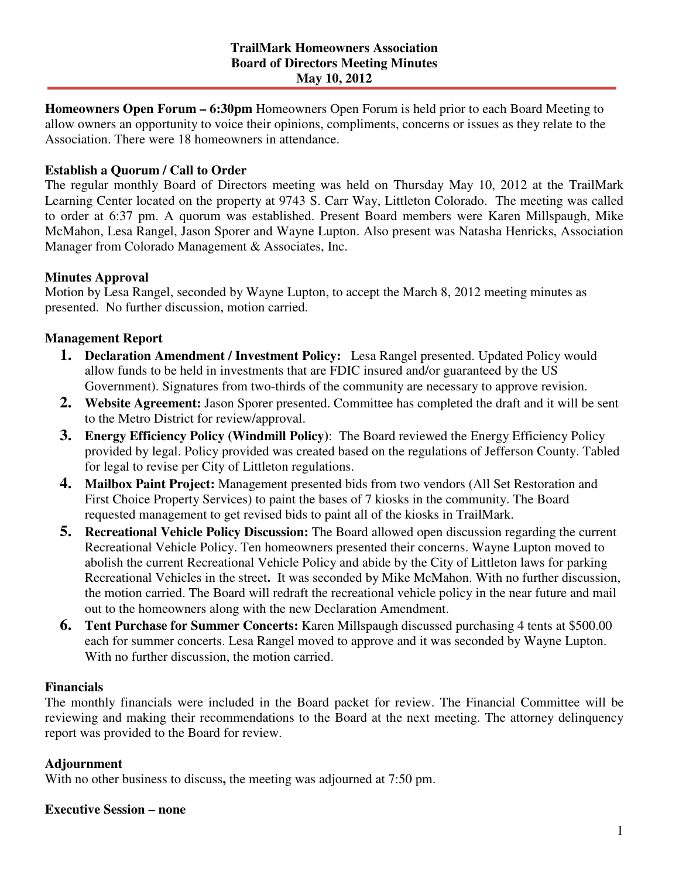# TrailMark Homeowners Association
## Board of Directors Meeting Minutes
### May 10, 2012

**Homeowners Open Forum – 6:30pm** Homeowners Open Forum is held prior to each Board Meeting to allow owners an opportunity to voice their opinions, compliments, concerns or issues as they relate to the Association. There were 18 homeowners in attendance.

**Establish a Quorum / Call to Order**

The regular monthly Board of Directors meeting was held on Thursday May 10, 2012 at the TrailMark Learning Center located on the property at 9743 S. Carr Way, Littleton Colorado. The meeting was called to order at 6:37 pm. A quorum was established. Present Board members were Karen Millspaugh, Mike McMahon, Lesa Rangel, Jason Sporer and Wayne Lupton. Also present was Natasha Henricks, Association Manager from Colorado Management & Associates, Inc.

**Minutes Approval**

Motion by Lesa Rangel, seconded by Wayne Lupton, to accept the March 8, 2012 meeting minutes as presented. No further discussion, motion carried.

**Management Report**

1. **Declaration Amendment / Investment Policy:** Lesa Rangel presented. Updated Policy would allow funds to be held in investments that are FDIC insured and/or guaranteed by the US Government). Signatures from two-thirds of the community are necessary to approve revision.
2. **Website Agreement:** Jason Sporer presented. Committee has completed the draft and it will be sent to the Metro District for review/approval.
3. **Energy Efficiency Policy (Windmill Policy)**: The Board reviewed the Energy Efficiency Policy provided by legal. Policy provided was created based on the regulations of Jefferson County. Tabled for legal to revise per City of Littleton regulations.
4. **Mailbox Paint Project:** Management presented bids from two vendors (All Set Restoration and First Choice Property Services) to paint the bases of 7 kiosks in the community. The Board requested management to get revised bids to paint all of the kiosks in TrailMark.
5. **Recreational Vehicle Policy Discussion:** The Board allowed open discussion regarding the current Recreational Vehicle Policy. Ten homeowners presented their concerns. Wayne Lupton moved to abolish the current Recreational Vehicle Policy and abide by the City of Littleton laws for parking Recreational Vehicles in the street**.** It was seconded by Mike McMahon. With no further discussion, the motion carried. The Board will redraft the recreational vehicle policy in the near future and mail out to the homeowners along with the new Declaration Amendment.
6. **Tent Purchase for Summer Concerts:** Karen Millspaugh discussed purchasing 4 tents at $500.00 each for summer concerts. Lesa Rangel moved to approve and it was seconded by Wayne Lupton. With no further discussion, the motion carried.

**Financials**

The monthly financials were included in the Board packet for review. The Financial Committee will be reviewing and making their recommendations to the Board at the next meeting. The attorney delinquency report was provided to the Board for review.

**Adjournment**

With no other business to discuss**,** the meeting was adjourned at 7:50 pm.

**Executive Session – none**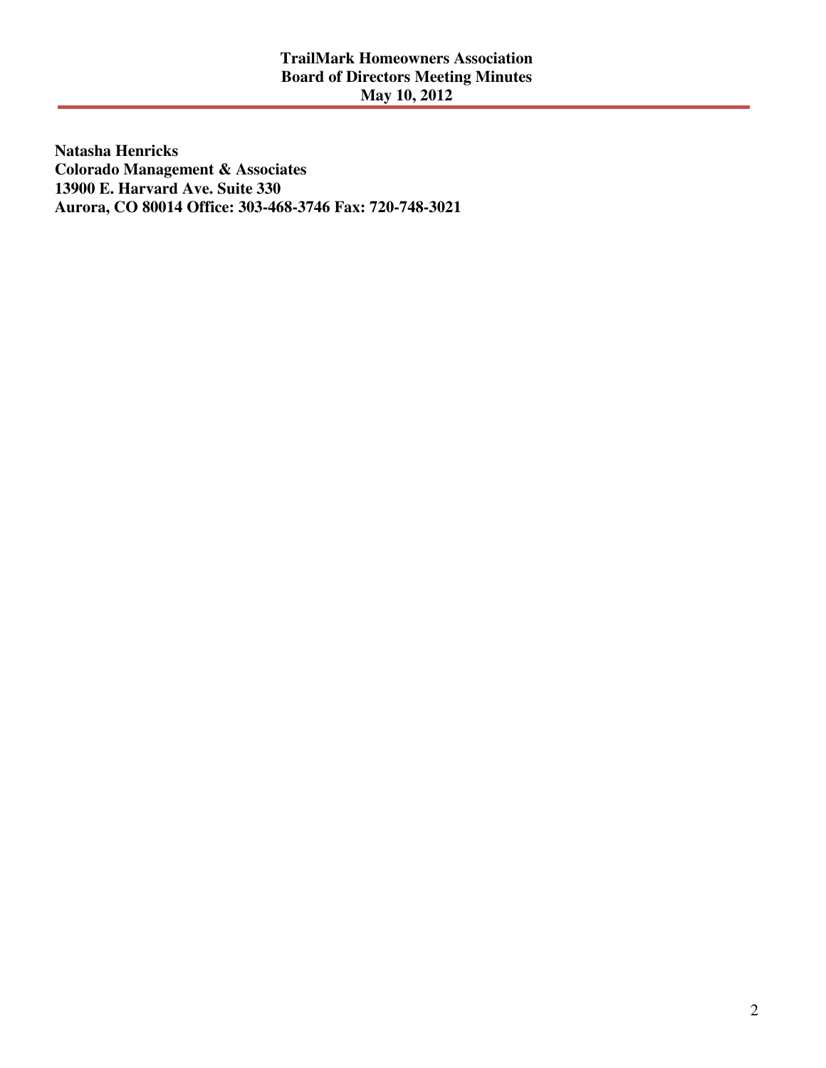**Natasha Henricks**
**Colorado Management & Associates**
**13900 E. Harvard Ave. Suite 330**
**Aurora, CO 80014 Office: 303-468-3746 Fax: 720-748-3021**